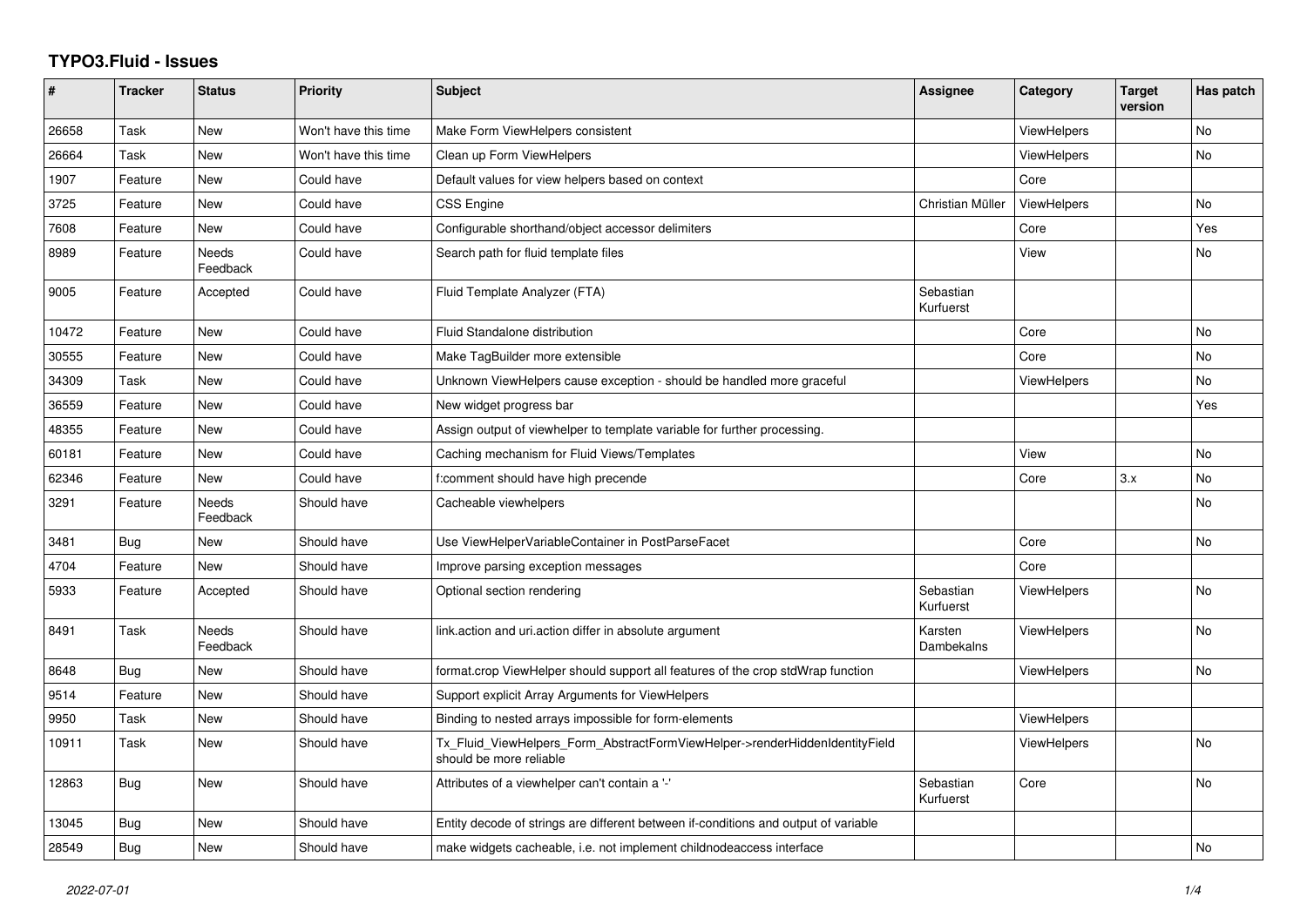# TYPO3.Fluid - Issues

| # | Tracker | Status | Priority | Subject | Assignee | Category | Target version | Has patch |
|---|---|---|---|---|---|---|---|---|
| 26658 | Task | New | Won't have this time | Make Form ViewHelpers consistent | | ViewHelpers | | No |
| 26664 | Task | New | Won't have this time | Clean up Form ViewHelpers | | ViewHelpers | | No |
| 1907 | Feature | New | Could have | Default values for view helpers based on context | | Core | | |
| 3725 | Feature | New | Could have | CSS Engine | Christian Müller | ViewHelpers | | No |
| 7608 | Feature | New | Could have | Configurable shorthand/object accessor delimiters | | Core | | Yes |
| 8989 | Feature | Needs Feedback | Could have | Search path for fluid template files | | View | | No |
| 9005 | Feature | Accepted | Could have | Fluid Template Analyzer (FTA) | Sebastian Kurfuerst | | | |
| 10472 | Feature | New | Could have | Fluid Standalone distribution | | Core | | No |
| 30555 | Feature | New | Could have | Make TagBuilder more extensible | | Core | | No |
| 34309 | Task | New | Could have | Unknown ViewHelpers cause exception - should be handled more graceful | | ViewHelpers | | No |
| 36559 | Feature | New | Could have | New widget progress bar | | | | Yes |
| 48355 | Feature | New | Could have | Assign output of viewhelper to template variable for further processing. | | | | |
| 60181 | Feature | New | Could have | Caching mechanism for Fluid Views/Templates | | View | | No |
| 62346 | Feature | New | Could have | f:comment should have high precende | | Core | 3.x | No |
| 3291 | Feature | Needs Feedback | Should have | Cacheable viewhelpers | | | | No |
| 3481 | Bug | New | Should have | Use ViewHelperVariableContainer in PostParseFacet | | Core | | No |
| 4704 | Feature | New | Should have | Improve parsing exception messages | | Core | | |
| 5933 | Feature | Accepted | Should have | Optional section rendering | Sebastian Kurfuerst | ViewHelpers | | No |
| 8491 | Task | Needs Feedback | Should have | link.action and uri.action differ in absolute argument | Karsten Dambekalns | ViewHelpers | | No |
| 8648 | Bug | New | Should have | format.crop ViewHelper should support all features of the crop stdWrap function | | ViewHelpers | | No |
| 9514 | Feature | New | Should have | Support explicit Array Arguments for ViewHelpers | | | | |
| 9950 | Task | New | Should have | Binding to nested arrays impossible for form-elements | | ViewHelpers | | |
| 10911 | Task | New | Should have | Tx_Fluid_ViewHelpers_Form_AbstractFormViewHelper->renderHiddenIdentityField should be more reliable | | ViewHelpers | | No |
| 12863 | Bug | New | Should have | Attributes of a viewhelper can't contain a '-' | Sebastian Kurfuerst | Core | | No |
| 13045 | Bug | New | Should have | Entity decode of strings are different between if-conditions and output of variable | | | | |
| 28549 | Bug | New | Should have | make widgets cacheable, i.e. not implement childnodeaccess interface | | | | No |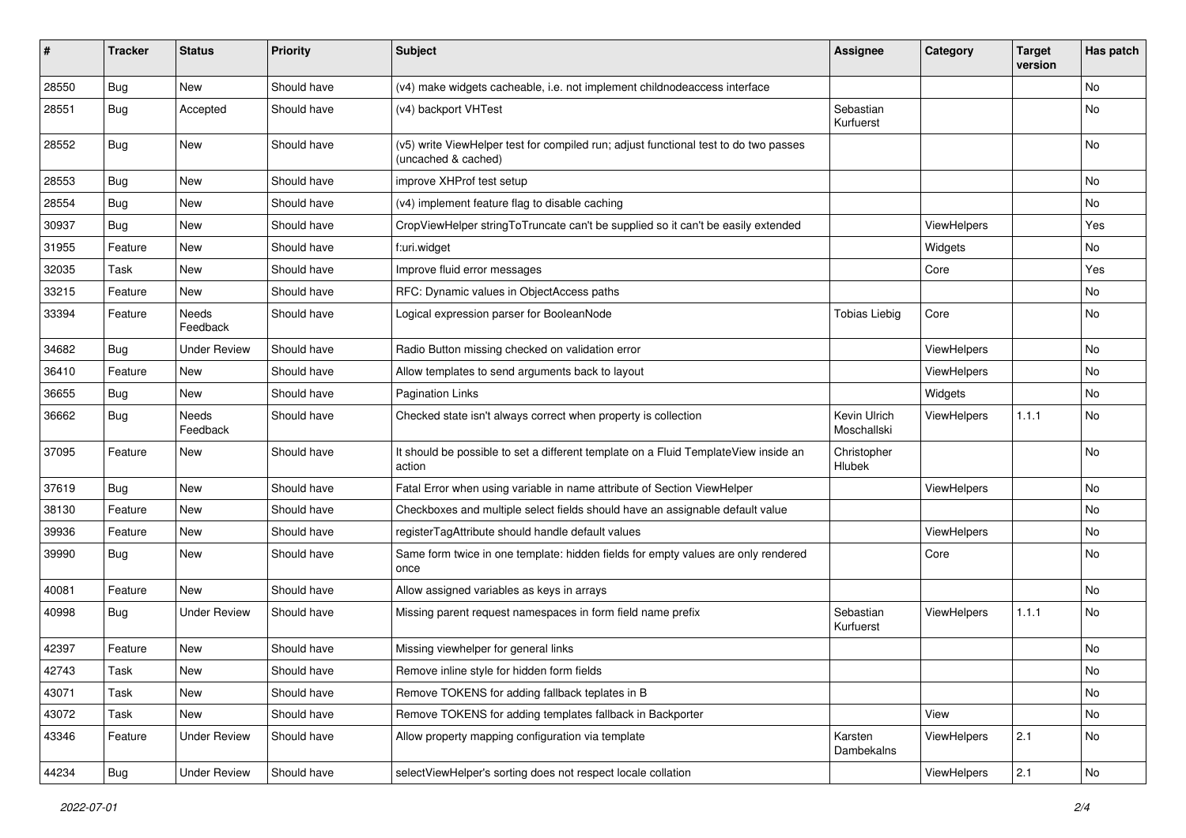| # | Tracker | Status | Priority | Subject | Assignee | Category | Target version | Has patch |
|---|---|---|---|---|---|---|---|---|
| 28550 | Bug | New | Should have | (v4) make widgets cacheable, i.e. not implement childnodeaccess interface | | | | No |
| 28551 | Bug | Accepted | Should have | (v4) backport VHTest | Sebastian Kurfuerst | | | No |
| 28552 | Bug | New | Should have | (v5) write ViewHelper test for compiled run; adjust functional test to do two passes (uncached & cached) | | | | No |
| 28553 | Bug | New | Should have | improve XHProf test setup | | | | No |
| 28554 | Bug | New | Should have | (v4) implement feature flag to disable caching | | | | No |
| 30937 | Bug | New | Should have | CropViewHelper stringToTruncate can't be supplied so it can't be easily extended | | ViewHelpers | | Yes |
| 31955 | Feature | New | Should have | f:uri.widget | | Widgets | | No |
| 32035 | Task | New | Should have | Improve fluid error messages | | Core | | Yes |
| 33215 | Feature | New | Should have | RFC: Dynamic values in ObjectAccess paths | | | | No |
| 33394 | Feature | Needs Feedback | Should have | Logical expression parser for BooleanNode | Tobias Liebig | Core | | No |
| 34682 | Bug | Under Review | Should have | Radio Button missing checked on validation error | | ViewHelpers | | No |
| 36410 | Feature | New | Should have | Allow templates to send arguments back to layout | | ViewHelpers | | No |
| 36655 | Bug | New | Should have | Pagination Links | | Widgets | | No |
| 36662 | Bug | Needs Feedback | Should have | Checked state isn't always correct when property is collection | Kevin Ulrich Moschallski | ViewHelpers | 1.1.1 | No |
| 37095 | Feature | New | Should have | It should be possible to set a different template on a Fluid TemplateView inside an action | Christopher Hlubek | | | No |
| 37619 | Bug | New | Should have | Fatal Error when using variable in name attribute of Section ViewHelper | | ViewHelpers | | No |
| 38130 | Feature | New | Should have | Checkboxes and multiple select fields should have an assignable default value | | | | No |
| 39936 | Feature | New | Should have | registerTagAttribute should handle default values | | ViewHelpers | | No |
| 39990 | Bug | New | Should have | Same form twice in one template: hidden fields for empty values are only rendered once | | Core | | No |
| 40081 | Feature | New | Should have | Allow assigned variables as keys in arrays | | | | No |
| 40998 | Bug | Under Review | Should have | Missing parent request namespaces in form field name prefix | Sebastian Kurfuerst | ViewHelpers | 1.1.1 | No |
| 42397 | Feature | New | Should have | Missing viewhelper for general links | | | | No |
| 42743 | Task | New | Should have | Remove inline style for hidden form fields | | | | No |
| 43071 | Task | New | Should have | Remove TOKENS for adding fallback teplates in B | | | | No |
| 43072 | Task | New | Should have | Remove TOKENS for adding templates fallback in Backporter | | View | | No |
| 43346 | Feature | Under Review | Should have | Allow property mapping configuration via template | Karsten Dambekalns | ViewHelpers | 2.1 | No |
| 44234 | Bug | Under Review | Should have | selectViewHelper's sorting does not respect locale collation | | ViewHelpers | 2.1 | No |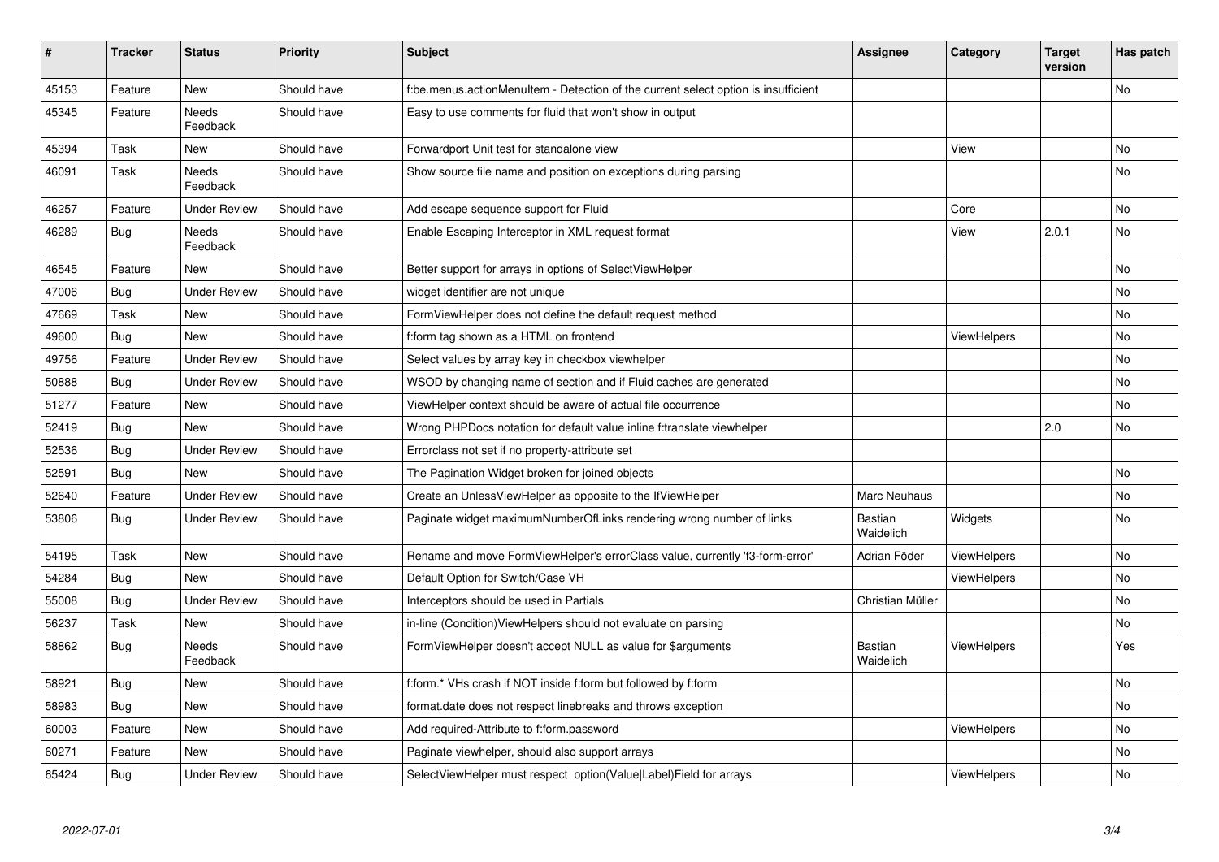| # | Tracker | Status | Priority | Subject | Assignee | Category | Target version | Has patch |
|---|---|---|---|---|---|---|---|---|
| 45153 | Feature | New | Should have | f:be.menus.actionMenuItem - Detection of the current select option is insufficient | | | | No |
| 45345 | Feature | Needs Feedback | Should have | Easy to use comments for fluid that won't show in output | | | | |
| 45394 | Task | New | Should have | Forwardport Unit test for standalone view | | View | | No |
| 46091 | Task | Needs Feedback | Should have | Show source file name and position on exceptions during parsing | | | | No |
| 46257 | Feature | Under Review | Should have | Add escape sequence support for Fluid | | Core | | No |
| 46289 | Bug | Needs Feedback | Should have | Enable Escaping Interceptor in XML request format | | View | 2.0.1 | No |
| 46545 | Feature | New | Should have | Better support for arrays in options of SelectViewHelper | | | | No |
| 47006 | Bug | Under Review | Should have | widget identifier are not unique | | | | No |
| 47669 | Task | New | Should have | FormViewHelper does not define the default request method | | | | No |
| 49600 | Bug | New | Should have | f:form tag shown as a HTML on frontend | | ViewHelpers | | No |
| 49756 | Feature | Under Review | Should have | Select values by array key in checkbox viewhelper | | | | No |
| 50888 | Bug | Under Review | Should have | WSOD by changing name of section and if Fluid caches are generated | | | | No |
| 51277 | Feature | New | Should have | ViewHelper context should be aware of actual file occurrence | | | | No |
| 52419 | Bug | New | Should have | Wrong PHPDocs notation for default value inline f:translate viewhelper | | | 2.0 | No |
| 52536 | Bug | Under Review | Should have | Errorclass not set if no property-attribute set | | | | |
| 52591 | Bug | New | Should have | The Pagination Widget broken for joined objects | | | | No |
| 52640 | Feature | Under Review | Should have | Create an UnlessViewHelper as opposite to the IfViewHelper | Marc Neuhaus | | | No |
| 53806 | Bug | Under Review | Should have | Paginate widget maximumNumberOfLinks rendering wrong number of links | Bastian Waidelich | Widgets | | No |
| 54195 | Task | New | Should have | Rename and move FormViewHelper's errorClass value, currently 'f3-form-error' | Adrian Föder | ViewHelpers | | No |
| 54284 | Bug | New | Should have | Default Option for Switch/Case VH | | ViewHelpers | | No |
| 55008 | Bug | Under Review | Should have | Interceptors should be used in Partials | Christian Müller | | | No |
| 56237 | Task | New | Should have | in-line (Condition)ViewHelpers should not evaluate on parsing | | | | No |
| 58862 | Bug | Needs Feedback | Should have | FormViewHelper doesn't accept NULL as value for $arguments | Bastian Waidelich | ViewHelpers | | Yes |
| 58921 | Bug | New | Should have | f:form.* VHs crash if NOT inside f:form but followed by f:form | | | | No |
| 58983 | Bug | New | Should have | format.date does not respect linebreaks and throws exception | | | | No |
| 60003 | Feature | New | Should have | Add required-Attribute to f:form.password | | ViewHelpers | | No |
| 60271 | Feature | New | Should have | Paginate viewhelper, should also support arrays | | | | No |
| 65424 | Bug | Under Review | Should have | SelectViewHelper must respect option(Value\|Label)Field for arrays | | ViewHelpers | | No |

2022-07-01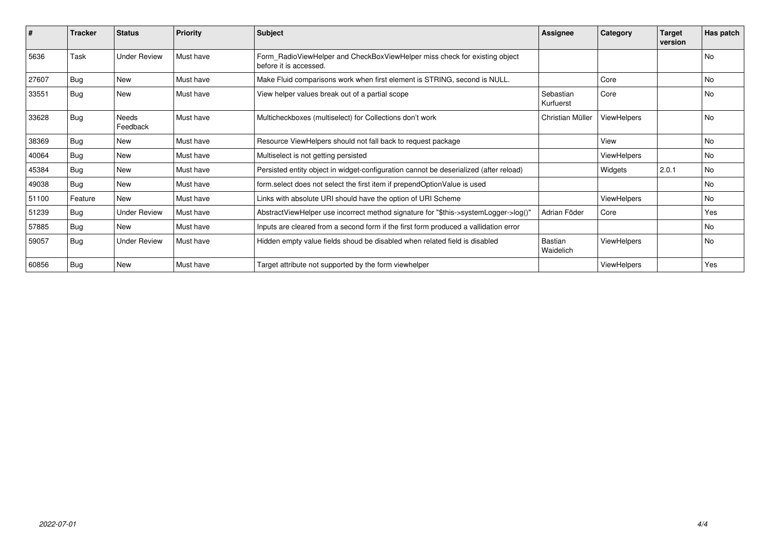| # | Tracker | Status | Priority | Subject | Assignee | Category | Target version | Has patch |
|---|---|---|---|---|---|---|---|---|
| 5636 | Task | Under Review | Must have | Form_RadioViewHelper and CheckBoxViewHelper miss check for existing object before it is accessed. | | | | No |
| 27607 | Bug | New | Must have | Make Fluid comparisons work when first element is STRING, second is NULL. | | Core | | No |
| 33551 | Bug | New | Must have | View helper values break out of a partial scope | Sebastian Kurfuerst | Core | | No |
| 33628 | Bug | Needs Feedback | Must have | Multicheckboxes (multiselect) for Collections don't work | Christian Müller | ViewHelpers | | No |
| 38369 | Bug | New | Must have | Resource ViewHelpers should not fall back to request package | | View | | No |
| 40064 | Bug | New | Must have | Multiselect is not getting persisted | | ViewHelpers | | No |
| 45384 | Bug | New | Must have | Persisted entity object in widget-configuration cannot be deserialized (after reload) | | Widgets | 2.0.1 | No |
| 49038 | Bug | New | Must have | form.select does not select the first item if prependOptionValue is used | | | | No |
| 51100 | Feature | New | Must have | Links with absolute URI should have the option of URI Scheme | | ViewHelpers | | No |
| 51239 | Bug | Under Review | Must have | AbstractViewHelper use incorrect method signature for "$this->systemLogger->log()" | Adrian Föder | Core | | Yes |
| 57885 | Bug | New | Must have | Inputs are cleared from a second form if the first form produced a vallidation error | | | | No |
| 59057 | Bug | Under Review | Must have | Hidden empty value fields shoud be disabled when related field is disabled | Bastian Waidelich | ViewHelpers | | No |
| 60856 | Bug | New | Must have | Target attribute not supported by the form viewhelper | | ViewHelpers | | Yes |

*2022-07-01*